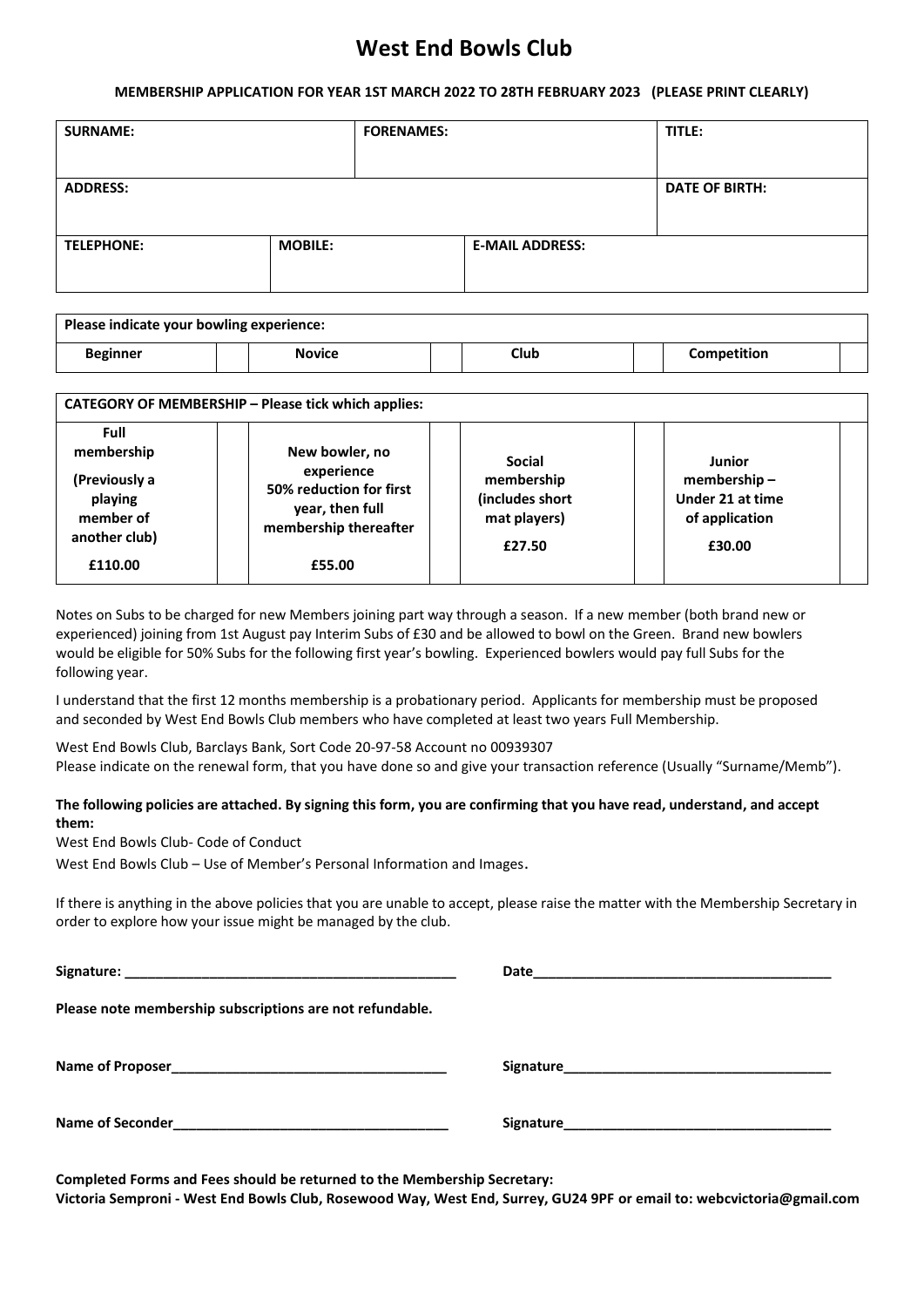# West End Bowls Club

**MEMBERSHIP APPLICATION FOR YEAR 1ST MARCH 2022 TO 28TH FEBRUARY 2023 (PLEASE PRINT CLEARLY)**

| SURNAME: | | FORENAMES: | TITLE: |
|---|---|---|---|
| ADDRESS: | | | DATE OF BIRTH: |
| TELEPHONE: | MOBILE: | E-MAIL ADDRESS: | |

| Please indicate your bowling experience: | | | | | | | |
|---|---|---|---|---|---|---|---|
| Beginner | | Novice | | Club | | Competition | |

| CATEGORY OF MEMBERSHIP – Please tick which applies: | | | | | | | |
|---|---|---|---|---|---|---|---|
| **Full membership (Previously a playing member of another club) £110.00** | | **New bowler, no experience 50% reduction for first year, then full membership thereafter £55.00** | | **Social membership (includes short mat players) £27.50** | | **Junior membership – Under 21 at time of application £30.00** | |

Notes on Subs to be charged for new Members joining part way through a season. If a new member (both brand new or experienced) joining from 1st August pay Interim Subs of £30 and be allowed to bowl on the Green. Brand new bowlers would be eligible for 50% Subs for the following first year's bowling. Experienced bowlers would pay full Subs for the following year.

I understand that the first 12 months membership is a probationary period. Applicants for membership must be proposed and seconded by West End Bowls Club members who have completed at least two years Full Membership.

West End Bowls Club, Barclays Bank, Sort Code 20-97-58 Account no 00939307
Please indicate on the renewal form, that you have done so and give your transaction reference (Usually "Surname/Memb").

**The following policies are attached. By signing this form, you are confirming that you have read, understand, and accept them:**

West End Bowls Club- Code of Conduct

West End Bowls Club – Use of Member's Personal Information and Images.

If there is anything in the above policies that you are unable to accept, please raise the matter with the Membership Secretary in order to explore how your issue might be managed by the club.

**Signature:** ____________________________________________ **Date**________________________________________

**Please note membership subscriptions are not refundable.**

**Name of Proposer**____________________________________ **Signature**___________________________________

**Name of Seconder**____________________________________ **Signature**___________________________________

**Completed Forms and Fees should be returned to the Membership Secretary:**
**Victoria Semproni - West End Bowls Club, Rosewood Way, West End, Surrey, GU24 9PF or email to: webcvictoria@gmail.com**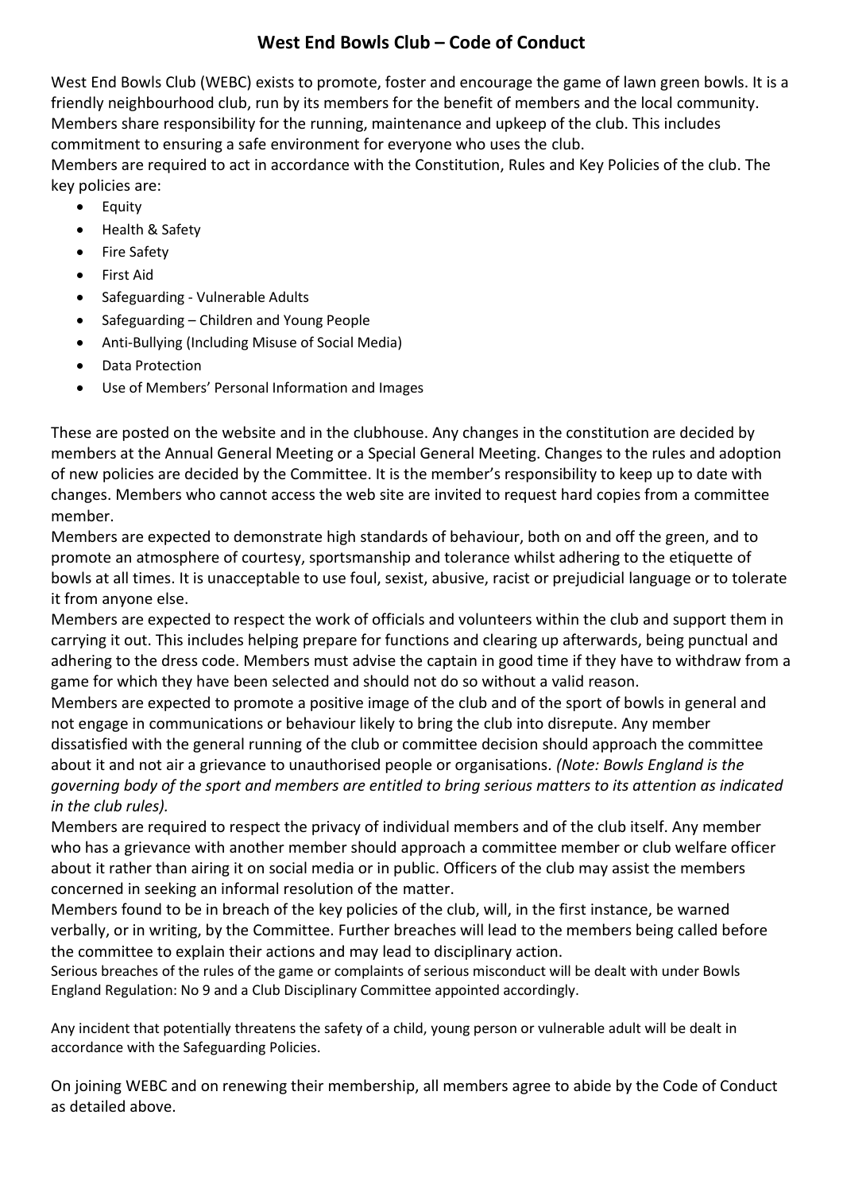# West End Bowls Club – Code of Conduct

West End Bowls Club (WEBC) exists to promote, foster and encourage the game of lawn green bowls. It is a friendly neighbourhood club, run by its members for the benefit of members and the local community. Members share responsibility for the running, maintenance and upkeep of the club. This includes commitment to ensuring a safe environment for everyone who uses the club.

Members are required to act in accordance with the Constitution, Rules and Key Policies of the club. The key policies are:

- Equity
- Health & Safety
- Fire Safety
- First Aid
- Safeguarding - Vulnerable Adults
- Safeguarding – Children and Young People
- Anti-Bullying (Including Misuse of Social Media)
- Data Protection
- Use of Members' Personal Information and Images

These are posted on the website and in the clubhouse. Any changes in the constitution are decided by members at the Annual General Meeting or a Special General Meeting. Changes to the rules and adoption of new policies are decided by the Committee. It is the member's responsibility to keep up to date with changes. Members who cannot access the web site are invited to request hard copies from a committee member.

Members are expected to demonstrate high standards of behaviour, both on and off the green, and to promote an atmosphere of courtesy, sportsmanship and tolerance whilst adhering to the etiquette of bowls at all times. It is unacceptable to use foul, sexist, abusive, racist or prejudicial language or to tolerate it from anyone else.

Members are expected to respect the work of officials and volunteers within the club and support them in carrying it out. This includes helping prepare for functions and clearing up afterwards, being punctual and adhering to the dress code. Members must advise the captain in good time if they have to withdraw from a game for which they have been selected and should not do so without a valid reason.

Members are expected to promote a positive image of the club and of the sport of bowls in general and not engage in communications or behaviour likely to bring the club into disrepute. Any member dissatisfied with the general running of the club or committee decision should approach the committee about it and not air a grievance to unauthorised people or organisations. *(Note: Bowls England is the governing body of the sport and members are entitled to bring serious matters to its attention as indicated in the club rules).*

Members are required to respect the privacy of individual members and of the club itself. Any member who has a grievance with another member should approach a committee member or club welfare officer about it rather than airing it on social media or in public. Officers of the club may assist the members concerned in seeking an informal resolution of the matter.

Members found to be in breach of the key policies of the club, will, in the first instance, be warned verbally, or in writing, by the Committee. Further breaches will lead to the members being called before the committee to explain their actions and may lead to disciplinary action.

Serious breaches of the rules of the game or complaints of serious misconduct will be dealt with under Bowls England Regulation: No 9 and a Club Disciplinary Committee appointed accordingly.

Any incident that potentially threatens the safety of a child, young person or vulnerable adult will be dealt in accordance with the Safeguarding Policies.

On joining WEBC and on renewing their membership, all members agree to abide by the Code of Conduct as detailed above.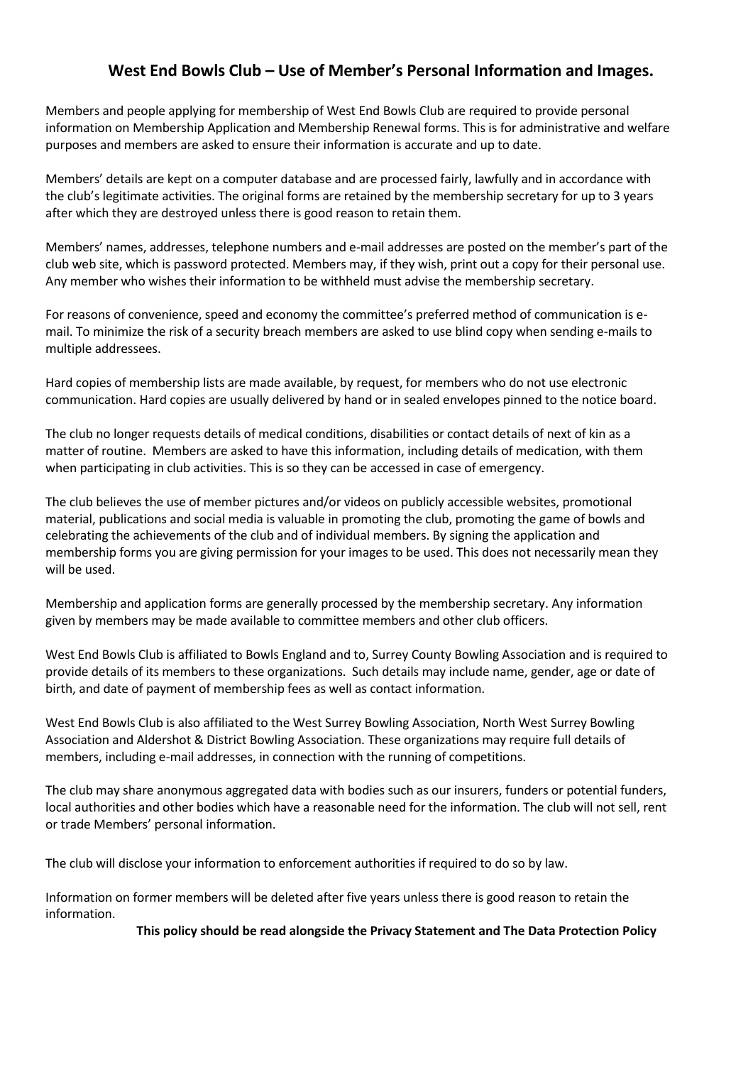## West End Bowls Club – Use of Member's Personal Information and Images.

Members and people applying for membership of West End Bowls Club are required to provide personal information on Membership Application and Membership Renewal forms. This is for administrative and welfare purposes and members are asked to ensure their information is accurate and up to date.

Members' details are kept on a computer database and are processed fairly, lawfully and in accordance with the club's legitimate activities. The original forms are retained by the membership secretary for up to 3 years after which they are destroyed unless there is good reason to retain them.

Members' names, addresses, telephone numbers and e-mail addresses are posted on the member's part of the club web site, which is password protected. Members may, if they wish, print out a copy for their personal use. Any member who wishes their information to be withheld must advise the membership secretary.

For reasons of convenience, speed and economy the committee's preferred method of communication is e-mail. To minimize the risk of a security breach members are asked to use blind copy when sending e-mails to multiple addressees.

Hard copies of membership lists are made available, by request, for members who do not use electronic communication. Hard copies are usually delivered by hand or in sealed envelopes pinned to the notice board.

The club no longer requests details of medical conditions, disabilities or contact details of next of kin as a matter of routine. Members are asked to have this information, including details of medication, with them when participating in club activities. This is so they can be accessed in case of emergency.

The club believes the use of member pictures and/or videos on publicly accessible websites, promotional material, publications and social media is valuable in promoting the club, promoting the game of bowls and celebrating the achievements of the club and of individual members. By signing the application and membership forms you are giving permission for your images to be used. This does not necessarily mean they will be used.

Membership and application forms are generally processed by the membership secretary. Any information given by members may be made available to committee members and other club officers.

West End Bowls Club is affiliated to Bowls England and to, Surrey County Bowling Association and is required to provide details of its members to these organizations. Such details may include name, gender, age or date of birth, and date of payment of membership fees as well as contact information.

West End Bowls Club is also affiliated to the West Surrey Bowling Association, North West Surrey Bowling Association and Aldershot & District Bowling Association. These organizations may require full details of members, including e-mail addresses, in connection with the running of competitions.

The club may share anonymous aggregated data with bodies such as our insurers, funders or potential funders, local authorities and other bodies which have a reasonable need for the information. The club will not sell, rent or trade Members' personal information.

The club will disclose your information to enforcement authorities if required to do so by law.

Information on former members will be deleted after five years unless there is good reason to retain the information.

**This policy should be read alongside the Privacy Statement and The Data Protection Policy**